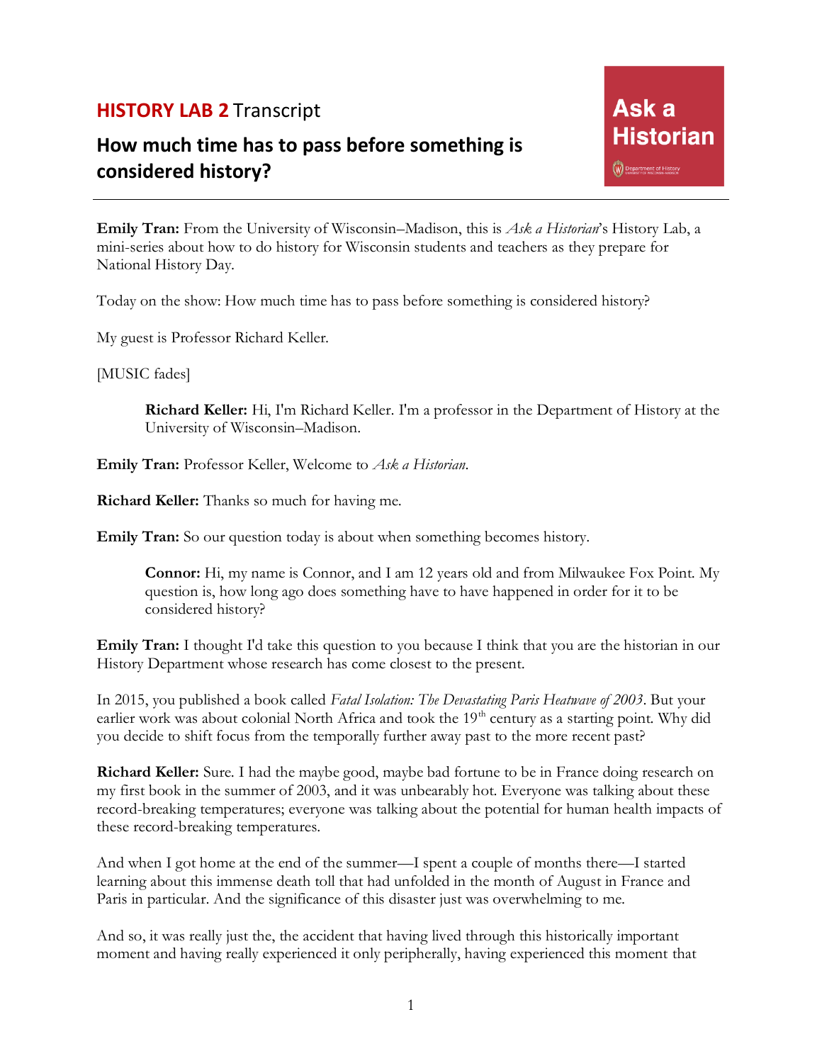# **HISTORY LAB 2** Transcript

## How much time has to pass before something is considered history?

Ask a Historian

**Emily Tran:** From the University of Wisconsin–Madison, this is *Ask a Historian*'s History Lab, a mini-series about how to do history for Wisconsin students and teachers as they prepare for National History Day.

Today on the show: How much time has to pass before something is considered history?

My guest is Professor Richard Keller.

[MUSIC fades]

> **Richard Keller:** Hi, I'm Richard Keller. I'm a professor in the Department of History at the University of Wisconsin–Madison.

**Emily Tran:** Professor Keller, Welcome to *Ask a Historian*.

**Richard Keller:** Thanks so much for having me.

**Emily Tran:** So our question today is about when something becomes history.

> **Connor:** Hi, my name is Connor, and I am 12 years old and from Milwaukee Fox Point. My question is, how long ago does something have to have happened in order for it to be considered history?

**Emily Tran:** I thought I'd take this question to you because I think that you are the historian in our History Department whose research has come closest to the present.

In 2015, you published a book called *Fatal Isolation: The Devastating Paris Heatwave of 2003*. But your earlier work was about colonial North Africa and took the 19th century as a starting point. Why did you decide to shift focus from the temporally further away past to the more recent past?

**Richard Keller:** Sure. I had the maybe good, maybe bad fortune to be in France doing research on my first book in the summer of 2003, and it was unbearably hot. Everyone was talking about these record-breaking temperatures; everyone was talking about the potential for human health impacts of these record-breaking temperatures.

And when I got home at the end of the summer—I spent a couple of months there—I started learning about this immense death toll that had unfolded in the month of August in France and Paris in particular. And the significance of this disaster just was overwhelming to me.

And so, it was really just the, the accident that having lived through this historically important moment and having really experienced it only peripherally, having experienced this moment that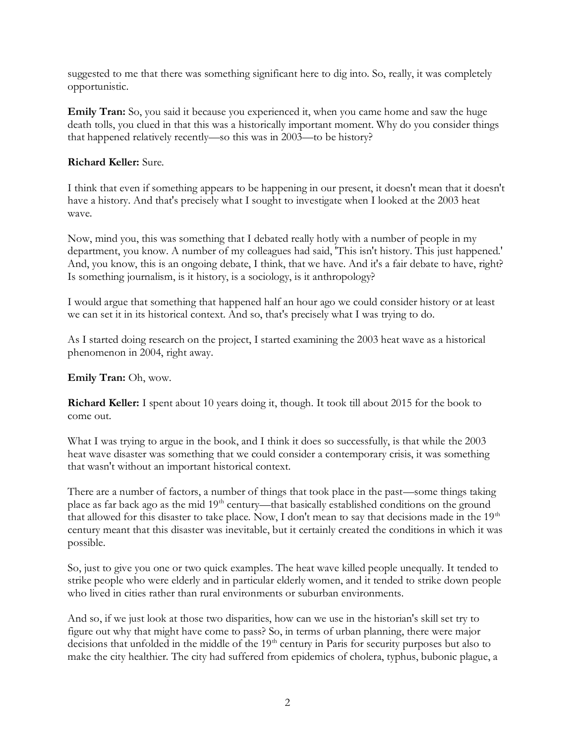suggested to me that there was something significant here to dig into. So, really, it was completely opportunistic.

**Emily Tran:** So, you said it because you experienced it, when you came home and saw the huge death tolls, you clued in that this was a historically important moment. Why do you consider things that happened relatively recently—so this was in 2003—to be history?

**Richard Keller:** Sure.

I think that even if something appears to be happening in our present, it doesn't mean that it doesn't have a history. And that's precisely what I sought to investigate when I looked at the 2003 heat wave.

Now, mind you, this was something that I debated really hotly with a number of people in my department, you know. A number of my colleagues had said, 'This isn't history. This just happened.' And, you know, this is an ongoing debate, I think, that we have. And it's a fair debate to have, right? Is something journalism, is it history, is a sociology, is it anthropology?

I would argue that something that happened half an hour ago we could consider history or at least we can set it in its historical context. And so, that's precisely what I was trying to do.

As I started doing research on the project, I started examining the 2003 heat wave as a historical phenomenon in 2004, right away.

**Emily Tran:** Oh, wow.

**Richard Keller:** I spent about 10 years doing it, though. It took till about 2015 for the book to come out.

What I was trying to argue in the book, and I think it does so successfully, is that while the 2003 heat wave disaster was something that we could consider a contemporary crisis, it was something that wasn't without an important historical context.

There are a number of factors, a number of things that took place in the past—some things taking place as far back ago as the mid 19th century—that basically established conditions on the ground that allowed for this disaster to take place. Now, I don't mean to say that decisions made in the 19th century meant that this disaster was inevitable, but it certainly created the conditions in which it was possible.

So, just to give you one or two quick examples. The heat wave killed people unequally. It tended to strike people who were elderly and in particular elderly women, and it tended to strike down people who lived in cities rather than rural environments or suburban environments.

And so, if we just look at those two disparities, how can we use in the historian's skill set try to figure out why that might have come to pass? So, in terms of urban planning, there were major decisions that unfolded in the middle of the 19th century in Paris for security purposes but also to make the city healthier. The city had suffered from epidemics of cholera, typhus, bubonic plague, a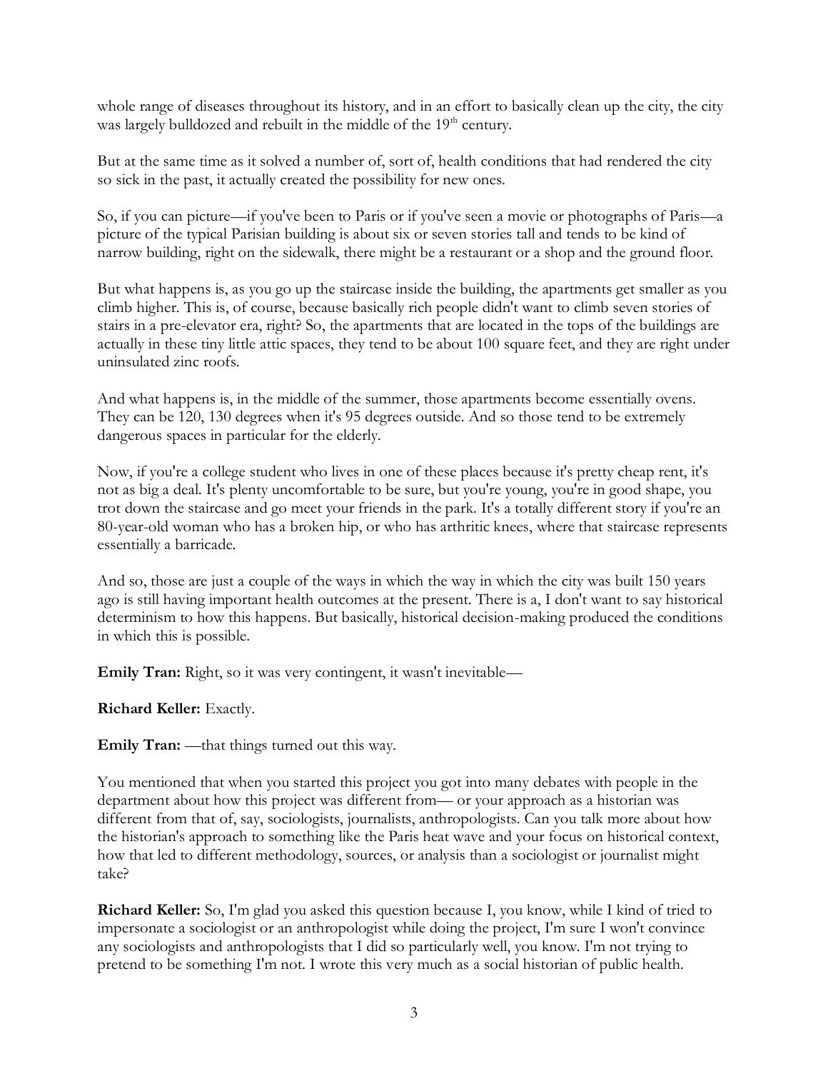whole range of diseases throughout its history, and in an effort to basically clean up the city, the city was largely bulldozed and rebuilt in the middle of the 19th century.

But at the same time as it solved a number of, sort of, health conditions that had rendered the city so sick in the past, it actually created the possibility for new ones.

So, if you can picture—if you've been to Paris or if you've seen a movie or photographs of Paris—a picture of the typical Parisian building is about six or seven stories tall and tends to be kind of narrow building, right on the sidewalk, there might be a restaurant or a shop and the ground floor.

But what happens is, as you go up the staircase inside the building, the apartments get smaller as you climb higher. This is, of course, because basically rich people didn't want to climb seven stories of stairs in a pre-elevator era, right? So, the apartments that are located in the tops of the buildings are actually in these tiny little attic spaces, they tend to be about 100 square feet, and they are right under uninsulated zinc roofs.

And what happens is, in the middle of the summer, those apartments become essentially ovens. They can be 120, 130 degrees when it's 95 degrees outside. And so those tend to be extremely dangerous spaces in particular for the elderly.

Now, if you're a college student who lives in one of these places because it's pretty cheap rent, it's not as big a deal. It's plenty uncomfortable to be sure, but you're young, you're in good shape, you trot down the staircase and go meet your friends in the park. It's a totally different story if you're an 80-year-old woman who has a broken hip, or who has arthritic knees, where that staircase represents essentially a barricade.

And so, those are just a couple of the ways in which the way in which the city was built 150 years ago is still having important health outcomes at the present. There is a, I don't want to say historical determinism to how this happens. But basically, historical decision-making produced the conditions in which this is possible.

**Emily Tran:** Right, so it was very contingent, it wasn't inevitable—

**Richard Keller:** Exactly.

**Emily Tran:** —that things turned out this way.

You mentioned that when you started this project you got into many debates with people in the department about how this project was different from— or your approach as a historian was different from that of, say, sociologists, journalists, anthropologists. Can you talk more about how the historian's approach to something like the Paris heat wave and your focus on historical context, how that led to different methodology, sources, or analysis than a sociologist or journalist might take?

**Richard Keller:** So, I'm glad you asked this question because I, you know, while I kind of tried to impersonate a sociologist or an anthropologist while doing the project, I'm sure I won't convince any sociologists and anthropologists that I did so particularly well, you know. I'm not trying to pretend to be something I'm not. I wrote this very much as a social historian of public health.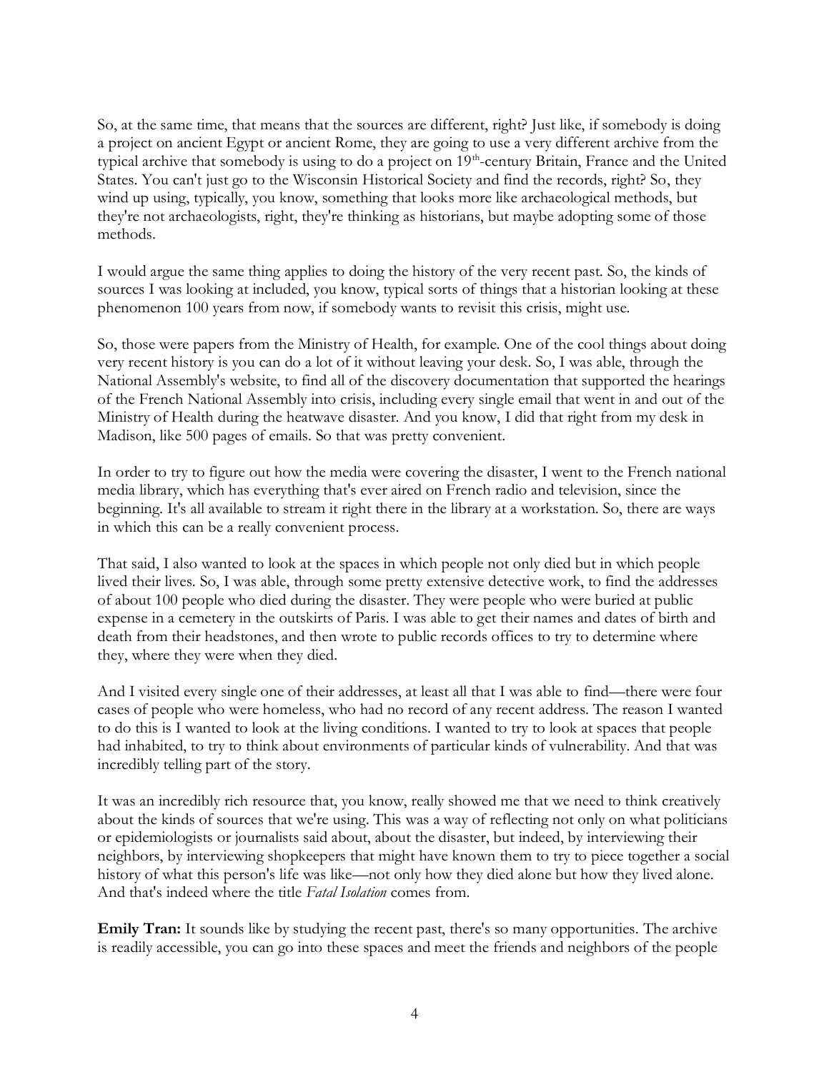So, at the same time, that means that the sources are different, right? Just like, if somebody is doing a project on ancient Egypt or ancient Rome, they are going to use a very different archive from the typical archive that somebody is using to do a project on 19th-century Britain, France and the United States. You can't just go to the Wisconsin Historical Society and find the records, right? So, they wind up using, typically, you know, something that looks more like archaeological methods, but they're not archaeologists, right, they're thinking as historians, but maybe adopting some of those methods.

I would argue the same thing applies to doing the history of the very recent past. So, the kinds of sources I was looking at included, you know, typical sorts of things that a historian looking at these phenomenon 100 years from now, if somebody wants to revisit this crisis, might use.

So, those were papers from the Ministry of Health, for example. One of the cool things about doing very recent history is you can do a lot of it without leaving your desk. So, I was able, through the National Assembly's website, to find all of the discovery documentation that supported the hearings of the French National Assembly into crisis, including every single email that went in and out of the Ministry of Health during the heatwave disaster. And you know, I did that right from my desk in Madison, like 500 pages of emails. So that was pretty convenient.

In order to try to figure out how the media were covering the disaster, I went to the French national media library, which has everything that's ever aired on French radio and television, since the beginning. It's all available to stream it right there in the library at a workstation. So, there are ways in which this can be a really convenient process.

That said, I also wanted to look at the spaces in which people not only died but in which people lived their lives. So, I was able, through some pretty extensive detective work, to find the addresses of about 100 people who died during the disaster. They were people who were buried at public expense in a cemetery in the outskirts of Paris. I was able to get their names and dates of birth and death from their headstones, and then wrote to public records offices to try to determine where they, where they were when they died.

And I visited every single one of their addresses, at least all that I was able to find—there were four cases of people who were homeless, who had no record of any recent address. The reason I wanted to do this is I wanted to look at the living conditions. I wanted to try to look at spaces that people had inhabited, to try to think about environments of particular kinds of vulnerability. And that was incredibly telling part of the story.

It was an incredibly rich resource that, you know, really showed me that we need to think creatively about the kinds of sources that we're using. This was a way of reflecting not only on what politicians or epidemiologists or journalists said about, about the disaster, but indeed, by interviewing their neighbors, by interviewing shopkeepers that might have known them to try to piece together a social history of what this person's life was like—not only how they died alone but how they lived alone. And that's indeed where the title *Fatal Isolation* comes from.

**Emily Tran:** It sounds like by studying the recent past, there's so many opportunities. The archive is readily accessible, you can go into these spaces and meet the friends and neighbors of the people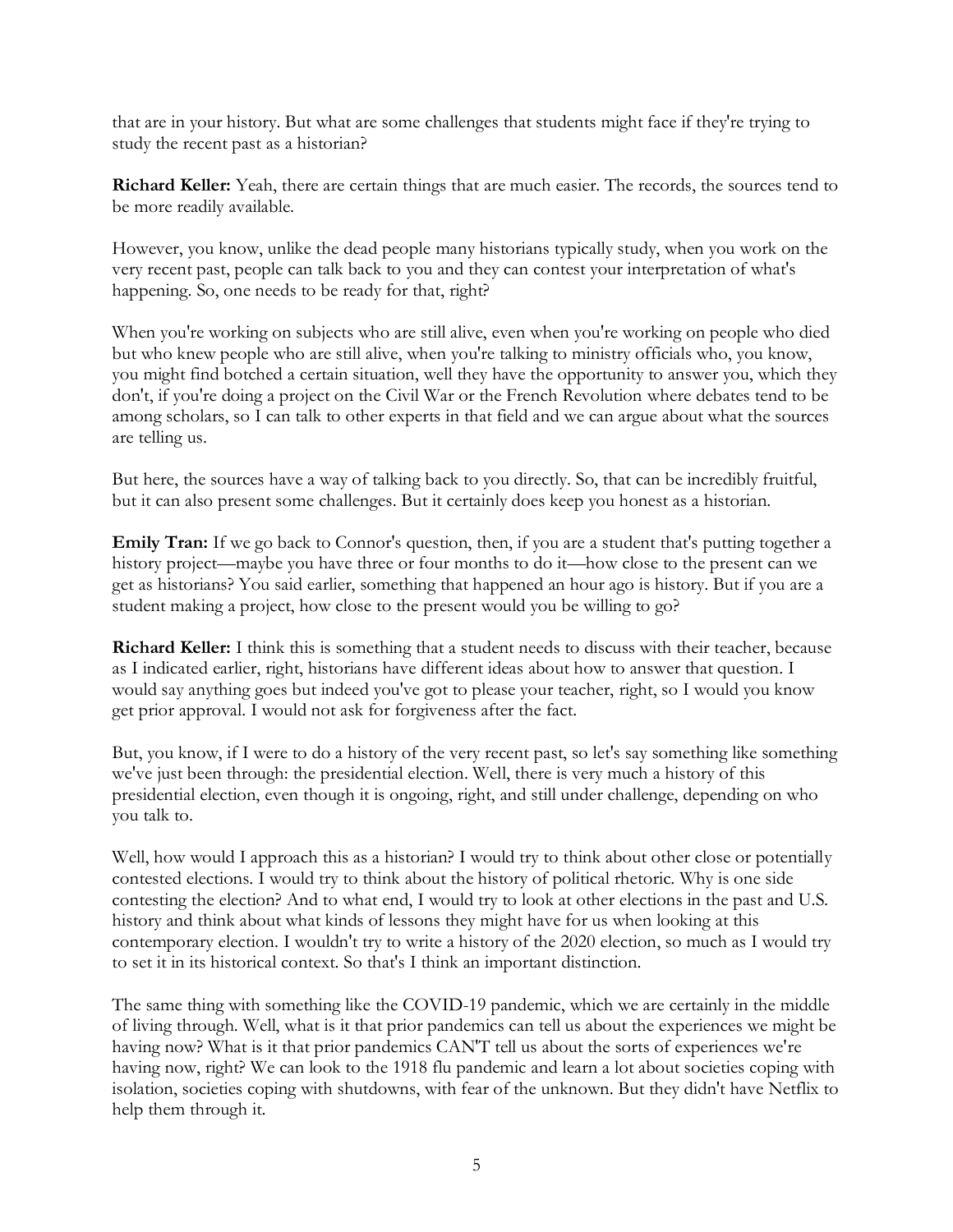that are in your history. But what are some challenges that students might face if they're trying to study the recent past as a historian?

**Richard Keller:** Yeah, there are certain things that are much easier. The records, the sources tend to be more readily available.

However, you know, unlike the dead people many historians typically study, when you work on the very recent past, people can talk back to you and they can contest your interpretation of what's happening. So, one needs to be ready for that, right?

When you're working on subjects who are still alive, even when you're working on people who died but who knew people who are still alive, when you're talking to ministry officials who, you know, you might find botched a certain situation, well they have the opportunity to answer you, which they don't, if you're doing a project on the Civil War or the French Revolution where debates tend to be among scholars, so I can talk to other experts in that field and we can argue about what the sources are telling us.

But here, the sources have a way of talking back to you directly. So, that can be incredibly fruitful, but it can also present some challenges. But it certainly does keep you honest as a historian.

**Emily Tran:** If we go back to Connor's question, then, if you are a student that's putting together a history project—maybe you have three or four months to do it—how close to the present can we get as historians? You said earlier, something that happened an hour ago is history. But if you are a student making a project, how close to the present would you be willing to go?

**Richard Keller:** I think this is something that a student needs to discuss with their teacher, because as I indicated earlier, right, historians have different ideas about how to answer that question. I would say anything goes but indeed you've got to please your teacher, right, so I would you know get prior approval. I would not ask for forgiveness after the fact.

But, you know, if I were to do a history of the very recent past, so let's say something like something we've just been through: the presidential election. Well, there is very much a history of this presidential election, even though it is ongoing, right, and still under challenge, depending on who you talk to.

Well, how would I approach this as a historian? I would try to think about other close or potentially contested elections. I would try to think about the history of political rhetoric. Why is one side contesting the election? And to what end, I would try to look at other elections in the past and U.S. history and think about what kinds of lessons they might have for us when looking at this contemporary election. I wouldn't try to write a history of the 2020 election, so much as I would try to set it in its historical context. So that's I think an important distinction.

The same thing with something like the COVID-19 pandemic, which we are certainly in the middle of living through. Well, what is it that prior pandemics can tell us about the experiences we might be having now? What is it that prior pandemics CAN'T tell us about the sorts of experiences we're having now, right? We can look to the 1918 flu pandemic and learn a lot about societies coping with isolation, societies coping with shutdowns, with fear of the unknown. But they didn't have Netflix to help them through it.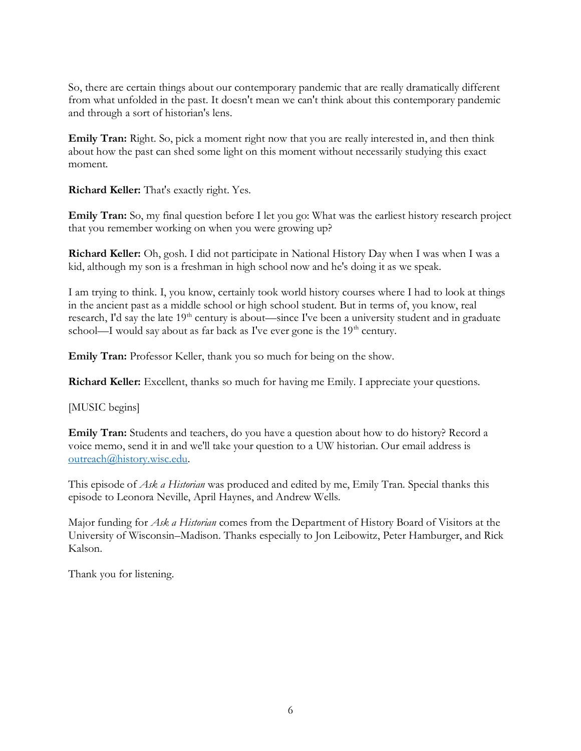So, there are certain things about our contemporary pandemic that are really dramatically different from what unfolded in the past. It doesn't mean we can't think about this contemporary pandemic and through a sort of historian's lens.

**Emily Tran:** Right. So, pick a moment right now that you are really interested in, and then think about how the past can shed some light on this moment without necessarily studying this exact moment.

**Richard Keller:** That's exactly right. Yes.

**Emily Tran:** So, my final question before I let you go: What was the earliest history research project that you remember working on when you were growing up?

**Richard Keller:** Oh, gosh. I did not participate in National History Day when I was when I was a kid, although my son is a freshman in high school now and he's doing it as we speak.

I am trying to think. I, you know, certainly took world history courses where I had to look at things in the ancient past as a middle school or high school student. But in terms of, you know, real research, I'd say the late 19th century is about—since I've been a university student and in graduate school—I would say about as far back as I've ever gone is the 19th century.

**Emily Tran:** Professor Keller, thank you so much for being on the show.

**Richard Keller:** Excellent, thanks so much for having me Emily. I appreciate your questions.

[MUSIC begins]

**Emily Tran:** Students and teachers, do you have a question about how to do history? Record a voice memo, send it in and we'll take your question to a UW historian. Our email address is outreach@history.wisc.edu.

This episode of *Ask a Historian* was produced and edited by me, Emily Tran. Special thanks this episode to Leonora Neville, April Haynes, and Andrew Wells.

Major funding for *Ask a Historian* comes from the Department of History Board of Visitors at the University of Wisconsin–Madison. Thanks especially to Jon Leibowitz, Peter Hamburger, and Rick Kalson.

Thank you for listening.